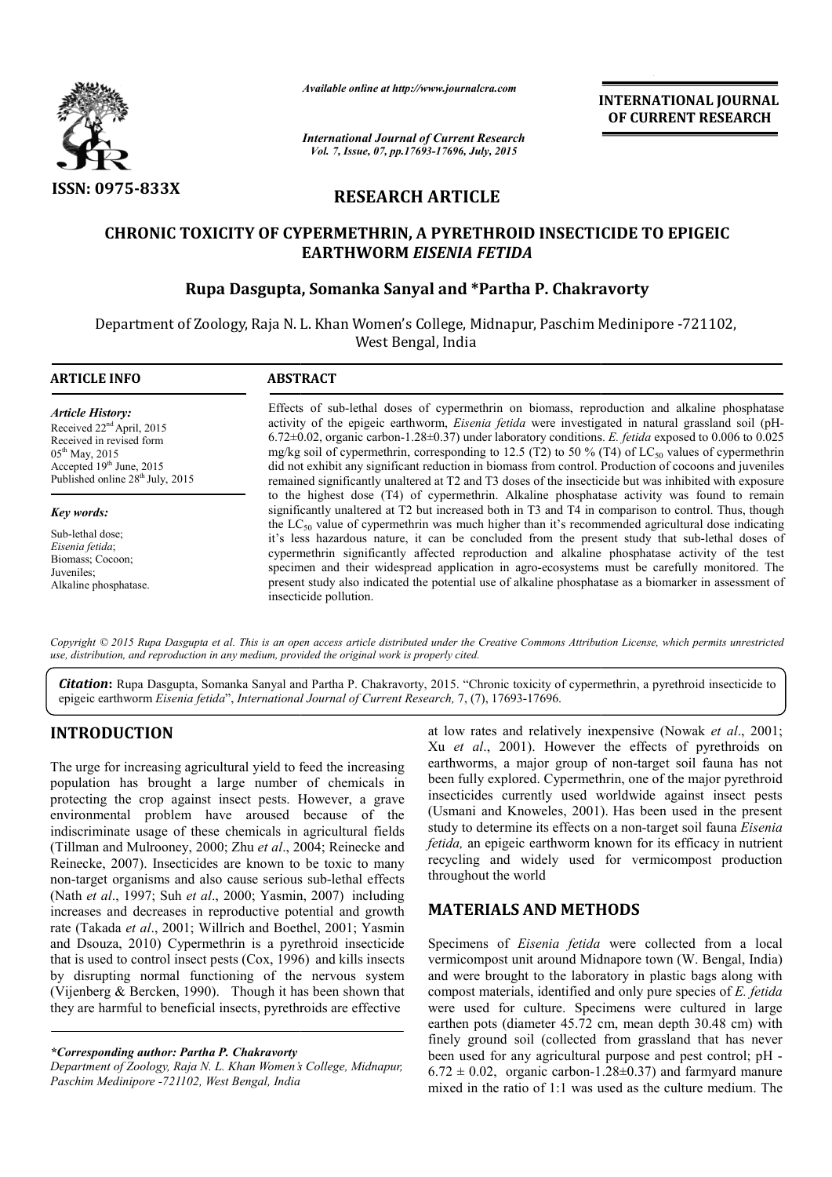ISSN: 0975-833X

*Available online at http://www.journalcra.com*

*International Journal of Current Research*
*Vol. 7, Issue, 07, pp.17693-17696, July, 2015*

**INTERNATIONAL JOURNAL OF CURRENT RESEARCH**

## RESEARCH ARTICLE

# CHRONIC TOXICITY OF CYPERMETHRIN, A PYRETHROID INSECTICIDE TO EPIGEIC EARTHWORM *EISENIA FETIDA*

**Rupa Dasgupta, Somanka Sanyal and \*Partha P. Chakravorty**

Department of Zoology, Raja N. L. Khan Women's College, Midnapur, Paschim Medinipore -721102, West Bengal, India

### ARTICLE INFO

*Article History:*
Received 22[nd] April, 2015
Received in revised form
05[th] May, 2015
Accepted 19[th] June, 2015
Published online 28[th] July, 2015

*Key words:*
Sub-lethal dose;
*Eisenia fetida*;
Biomass; Cocoon;
Juveniles;
Alkaline phosphatase.

### ABSTRACT

Effects of sub-lethal doses of cypermethrin on biomass, reproduction and alkaline phosphatase activity of the epigeic earthworm, *Eisenia fetida* were investigated in natural grassland soil (pH-6.72±0.02, organic carbon-1.28±0.37) under laboratory conditions. *E. fetida* exposed to 0.006 to 0.025 mg/kg soil of cypermethrin, corresponding to 12.5 (T2) to 50 % (T4) of $LC_{50}$ values of cypermethrin did not exhibit any significant reduction in biomass from control. Production of cocoons and juveniles remained significantly unaltered at T2 and T3 doses of the insecticide but was inhibited with exposure to the highest dose (T4) of cypermethrin. Alkaline phosphatase activity was found to remain significantly unaltered at T2 but increased both in T3 and T4 in comparison to control. Thus, though the $LC_{50}$ value of cypermethrin was much higher than it's recommended agricultural dose indicating it's less hazardous nature, it can be concluded from the present study that sub-lethal doses of cypermethrin significantly affected reproduction and alkaline phosphatase activity of the test specimen and their widespread application in agro-ecosystems must be carefully monitored. The present study also indicated the potential use of alkaline phosphatase as a biomarker in assessment of insecticide pollution.

*Copyright © 2015 Rupa Dasgupta et al. This is an open access article distributed under the Creative Commons Attribution License, which permits unrestricted use, distribution, and reproduction in any medium, provided the original work is properly cited.*

***Citation*:** Rupa Dasgupta, Somanka Sanyal and Partha P. Chakravorty, 2015. "Chronic toxicity of cypermethrin, a pyrethroid insecticide to epigeic earthworm *Eisenia fetida*", *International Journal of Current Research,* 7, (7), 17693-17696.

## INTRODUCTION

The urge for increasing agricultural yield to feed the increasing population has brought a large number of chemicals in protecting the crop against insect pests. However, a grave environmental problem have aroused because of the indiscriminate usage of these chemicals in agricultural fields (Tillman and Mulrooney, 2000; Zhu *et al*., 2004; Reinecke and Reinecke, 2007). Insecticides are known to be toxic to many non-target organisms and also cause serious sub-lethal effects (Nath *et al*., 1997; Suh *et al*., 2000; Yasmin, 2007) including increases and decreases in reproductive potential and growth rate (Takada *et al*., 2001; Willrich and Boethel, 2001; Yasmin and Dsouza, 2010) Cypermethrin is a pyrethroid insecticide that is used to control insect pests (Cox, 1996) and kills insects by disrupting normal functioning of the nervous system (Vijenberg & Bercken, 1990). Though it has been shown that they are harmful to beneficial insects, pyrethroids are effective at low rates and relatively inexpensive (Nowak *et al*., 2001; Xu *et al*., 2001). However the effects of pyrethroids on earthworms, a major group of non-target soil fauna has not been fully explored. Cypermethrin, one of the major pyrethroid insecticides currently used worldwide against insect pests (Usmani and Knoweles, 2001). Has been used in the present study to determine its effects on a non-target soil fauna *Eisenia fetida,* an epigeic earthworm known for its efficacy in nutrient recycling and widely used for vermicompost production throughout the world

## MATERIALS AND METHODS

Specimens of *Eisenia fetida* were collected from a local vermicompost unit around Midnapore town (W. Bengal, India) and were brought to the laboratory in plastic bags along with compost materials, identified and only pure species of *E. fetida* were used for culture. Specimens were cultured in large earthen pots (diameter 45.72 cm, mean depth 30.48 cm) with finely ground soil (collected from grassland that has never been used for any agricultural purpose and pest control; pH - 6.72 ± 0.02, organic carbon-1.28±0.37) and farmyard manure mixed in the ratio of 1:1 was used as the culture medium. The

*\*Corresponding author: Partha P. Chakravorty*
*Department of Zoology, Raja N. L. Khan Women's College, Midnapur, Paschim Medinipore -721102, West Bengal, India*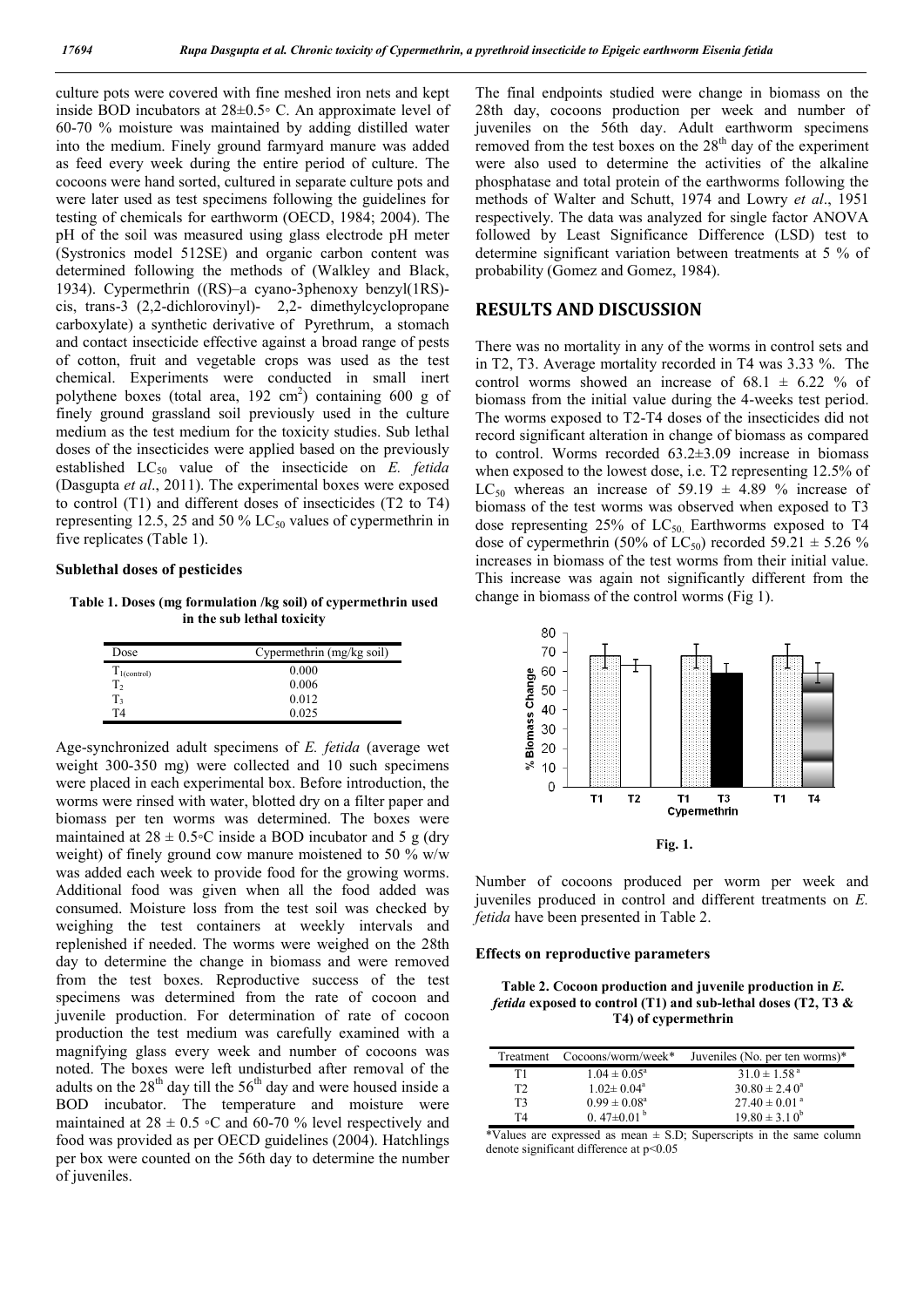culture pots were covered with fine meshed iron nets and kept inside BOD incubators at 28±0.5◦ C. An approximate level of 60-70 % moisture was maintained by adding distilled water into the medium. Finely ground farmyard manure was added as feed every week during the entire period of culture. The cocoons were hand sorted, cultured in separate culture pots and were later used as test specimens following the guidelines for testing of chemicals for earthworm (OECD, 1984; 2004). The pH of the soil was measured using glass electrode pH meter (Systronics model 512SE) and organic carbon content was determined following the methods of (Walkley and Black, 1934). Cypermethrin ((RS)–a cyano-3phenoxy benzyl(1RS)-cis, trans-3 (2,2-dichlorovinyl)- 2,2- dimethylcyclopropane carboxylate) a synthetic derivative of Pyrethrum, a stomach and contact insecticide effective against a broad range of pests of cotton, fruit and vegetable crops was used as the test chemical. Experiments were conducted in small inert polythene boxes (total area, 192 $cm^2$) containing 600 g of finely ground grassland soil previously used in the culture medium as the test medium for the toxicity studies. Sub lethal doses of the insecticides were applied based on the previously established $LC_{50}$ value of the insecticide on *E. fetida* (Dasgupta *et al*., 2011). The experimental boxes were exposed to control (T1) and different doses of insecticides (T2 to T4) representing 12.5, 25 and 50 % $LC_{50}$ values of cypermethrin in five replicates (Table 1).

### Sublethal doses of pesticides

**Table 1. Doses (mg formulation /kg soil) of cypermethrin used in the sub lethal toxicity**

| Dose | Cypermethrin (mg/kg soil) |
|---|---|
| $T_{1(control)}$ | 0.000 |
| $T_2$ | 0.006 |
| $T_3$ | 0.012 |
| T4 | 0.025 |

Age-synchronized adult specimens of *E. fetida* (average wet weight 300-350 mg) were collected and 10 such specimens were placed in each experimental box. Before introduction, the worms were rinsed with water, blotted dry on a filter paper and biomass per ten worms was determined. The boxes were maintained at 28 ± 0.5◦C inside a BOD incubator and 5 g (dry weight) of finely ground cow manure moistened to 50 % w/w was added each week to provide food for the growing worms. Additional food was given when all the food added was consumed. Moisture loss from the test soil was checked by weighing the test containers at weekly intervals and replenished if needed. The worms were weighed on the 28th day to determine the change in biomass and were removed from the test boxes. Reproductive success of the test specimens was determined from the rate of cocoon and juvenile production. For determination of rate of cocoon production the test medium was carefully examined with a magnifying glass every week and number of cocoons was noted. The boxes were left undisturbed after removal of the adults on the 28$^{th}$ day till the 56$^{th}$ day and were housed inside a BOD incubator. The temperature and moisture were maintained at 28 ± 0.5 ◦C and 60-70 % level respectively and food was provided as per OECD guidelines (2004). Hatchlings per box were counted on the 56th day to determine the number of juveniles.

The final endpoints studied were change in biomass on the 28th day, cocoons production per week and number of juveniles on the 56th day. Adult earthworm specimens removed from the test boxes on the 28$^{th}$ day of the experiment were also used to determine the activities of the alkaline phosphatase and total protein of the earthworms following the methods of Walter and Schutt, 1974 and Lowry *et al*., 1951 respectively. The data was analyzed for single factor ANOVA followed by Least Significance Difference (LSD) test to determine significant variation between treatments at 5 % of probability (Gomez and Gomez, 1984).

## RESULTS AND DISCUSSION

There was no mortality in any of the worms in control sets and in T2, T3. Average mortality recorded in T4 was 3.33 %. The control worms showed an increase of 68.1 ± 6.22 % of biomass from the initial value during the 4-weeks test period. The worms exposed to T2-T4 doses of the insecticides did not record significant alteration in change of biomass as compared to control. Worms recorded 63.2±3.09 increase in biomass when exposed to the lowest dose, i.e. T2 representing 12.5% of $LC_{50}$ whereas an increase of 59.19 ± 4.89 % increase of biomass of the test worms was observed when exposed to T3 dose representing 25% of $LC_{50.}$ Earthworms exposed to T4 dose of cypermethrin (50% of $LC_{50}$) recorded 59.21 ± 5.26 % increases in biomass of the test worms from their initial value. This increase was again not significantly different from the change in biomass of the control worms (Fig 1).

Fig. 1.

Number of cocoons produced per worm per week and juveniles produced in control and different treatments on *E. fetida* have been presented in Table 2.

### Effects on reproductive parameters

**Table 2. Cocoon production and juvenile production in *E. fetida* exposed to control (T1) and sub-lethal doses (T2, T3 & T4) of cypermethrin**

| Treatment | Cocoons/worm/week* | Juveniles (No. per ten worms)* |
|---|---|---|
| T1 | $1.04 \pm 0.05^a$ | $31.0 \pm 1.58^a$ |
| T2 | $1.02 \pm 0.04^a$ | $30.80 \pm 2.40^a$ |
| T3 | $0.99 \pm 0.08^a$ | $27.40 \pm 0.01^a$ |
| T4 | $0.47 \pm 0.01^b$ | $19.80 \pm 3.10^b$ |

*Values are expressed as mean ± S.D; Superscripts in the same column denote significant difference at $p<0.05$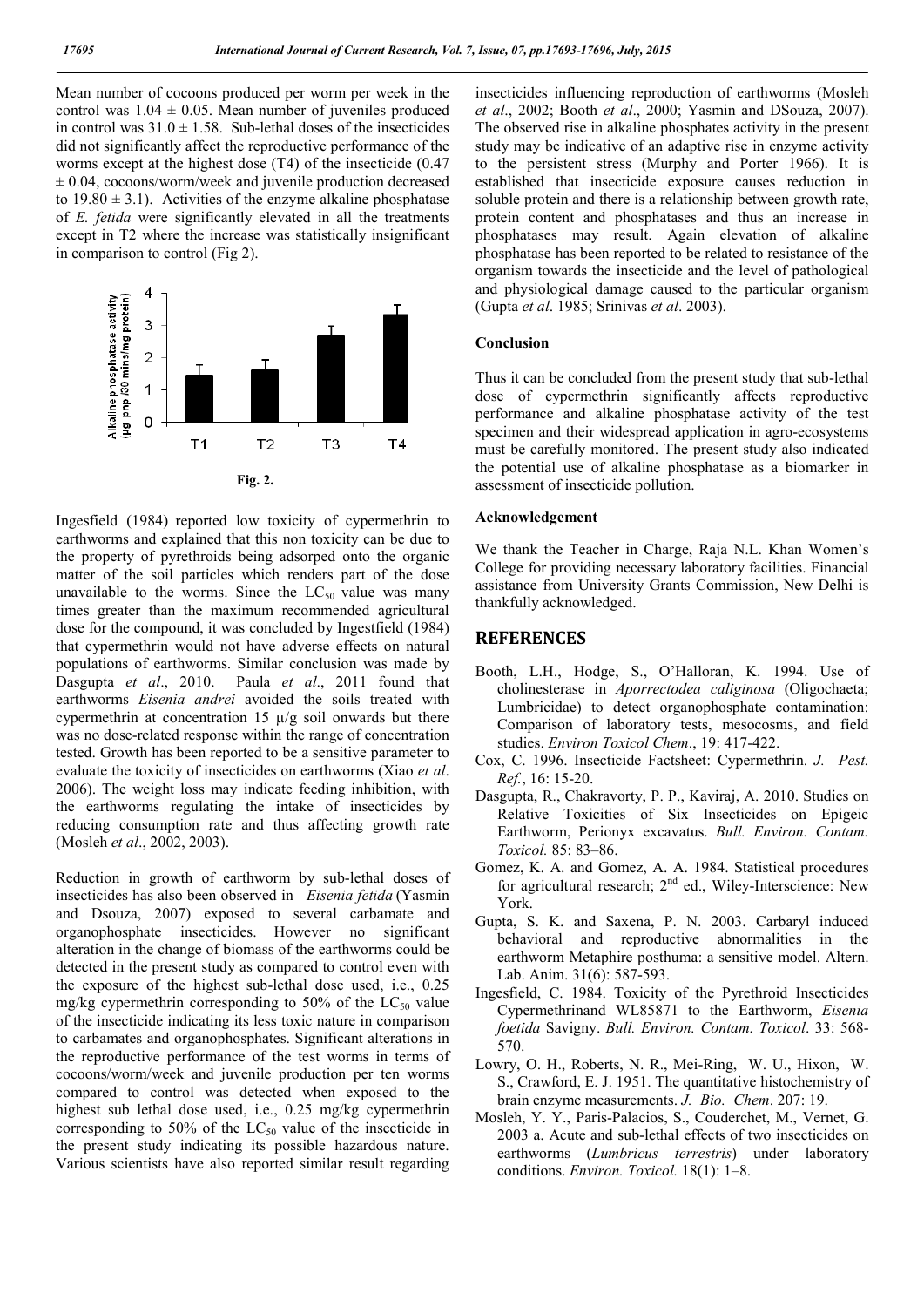Mean number of cocoons produced per worm per week in the control was $1.04 \pm 0.05$. Mean number of juveniles produced in control was $31.0 \pm 1.58$. Sub-lethal doses of the insecticides did not significantly affect the reproductive performance of the worms except at the highest dose (T4) of the insecticide ($0.47 \pm 0.04$, cocoons/worm/week and juvenile production decreased to $19.80 \pm 3.1$). Activities of the enzyme alkaline phosphatase of *E. fetida* were significantly elevated in all the treatments except in T2 where the increase was statistically insignificant in comparison to control (Fig 2).

**Fig. 2.**

Ingesfield (1984) reported low toxicity of cypermethrin to earthworms and explained that this non toxicity can be due to the property of pyrethroids being adsorped onto the organic matter of the soil particles which renders part of the dose unavailable to the worms. Since the $LC_{50}$ value was many times greater than the maximum recommended agricultural dose for the compound, it was concluded by Ingestfield (1984) that cypermethrin would not have adverse effects on natural populations of earthworms. Similar conclusion was made by Dasgupta *et al*., 2010. Paula *et al*., 2011 found that earthworms *Eisenia andrei* avoided the soils treated with cypermethrin at concentration 15 µ/g soil onwards but there was no dose-related response within the range of concentration tested. Growth has been reported to be a sensitive parameter to evaluate the toxicity of insecticides on earthworms (Xiao *et al*. 2006). The weight loss may indicate feeding inhibition, with the earthworms regulating the intake of insecticides by reducing consumption rate and thus affecting growth rate (Mosleh *et al*., 2002, 2003).

Reduction in growth of earthworm by sub-lethal doses of insecticides has also been observed in *Eisenia fetida* (Yasmin and Dsouza, 2007) exposed to several carbamate and organophosphate insecticides. However no significant alteration in the change of biomass of the earthworms could be detected in the present study as compared to control even with the exposure of the highest sub-lethal dose used, i.e., 0.25 mg/kg cypermethrin corresponding to 50% of the $LC_{50}$ value of the insecticide indicating its less toxic nature in comparison to carbamates and organophosphates. Significant alterations in the reproductive performance of the test worms in terms of cocoons/worm/week and juvenile production per ten worms compared to control was detected when exposed to the highest sub lethal dose used, i.e., 0.25 mg/kg cypermethrin corresponding to 50% of the $LC_{50}$ value of the insecticide in the present study indicating its possible hazardous nature. Various scientists have also reported similar result regarding insecticides influencing reproduction of earthworms (Mosleh *et al*., 2002; Booth *et al*., 2000; Yasmin and DSouza, 2007). The observed rise in alkaline phosphates activity in the present study may be indicative of an adaptive rise in enzyme activity to the persistent stress (Murphy and Porter 1966). It is established that insecticide exposure causes reduction in soluble protein and there is a relationship between growth rate, protein content and phosphatases and thus an increase in phosphatases may result. Again elevation of alkaline phosphatase has been reported to be related to resistance of the organism towards the insecticide and the level of pathological and physiological damage caused to the particular organism (Gupta *et al*. 1985; Srinivas *et al*. 2003).

### Conclusion

Thus it can be concluded from the present study that sub-lethal dose of cypermethrin significantly affects reproductive performance and alkaline phosphatase activity of the test specimen and their widespread application in agro-ecosystems must be carefully monitored. The present study also indicated the potential use of alkaline phosphatase as a biomarker in assessment of insecticide pollution.

### Acknowledgement

We thank the Teacher in Charge, Raja N.L. Khan Women's College for providing necessary laboratory facilities. Financial assistance from University Grants Commission, New Delhi is thankfully acknowledged.

## REFERENCES

- Booth, L.H., Hodge, S., O'Halloran, K. 1994. Use of cholinesterase in *Aporrectodea caliginosa* (Oligochaeta; Lumbricidae) to detect organophosphate contamination: Comparison of laboratory tests, mesocosms, and field studies. *Environ Toxicol Chem*., 19: 417-422.
- Cox, C. 1996. Insecticide Factsheet: Cypermethrin. *J. Pest. Ref.*, 16: 15-20.
- Dasgupta, R., Chakravorty, P. P., Kaviraj, A. 2010. Studies on Relative Toxicities of Six Insecticides on Epigeic Earthworm, Perionyx excavatus. *Bull. Environ. Contam. Toxicol.* 85: 83–86.
- Gomez, K. A. and Gomez, A. A. 1984. Statistical procedures for agricultural research; 2nd ed., Wiley-Interscience: New York.
- Gupta, S. K. and Saxena, P. N. 2003. Carbaryl induced behavioral and reproductive abnormalities in the earthworm Metaphire posthuma: a sensitive model. Altern. Lab. Anim. 31(6): 587-593.
- Ingesfield, C. 1984. Toxicity of the Pyrethroid Insecticides Cypermethrinand WL85871 to the Earthworm, *Eisenia foetida* Savigny. *Bull. Environ. Contam. Toxicol*. 33: 568-570.
- Lowry, O. H., Roberts, N. R., Mei-Ring, W. U., Hixon, W. S., Crawford, E. J. 1951. The quantitative histochemistry of brain enzyme measurements. *J. Bio. Chem*. 207: 19.
- Mosleh, Y. Y., Paris-Palacios, S., Couderchet, M., Vernet, G. 2003 a. Acute and sub-lethal effects of two insecticides on earthworms (*Lumbricus terrestris*) under laboratory conditions. *Environ. Toxicol.* 18(1): 1–8.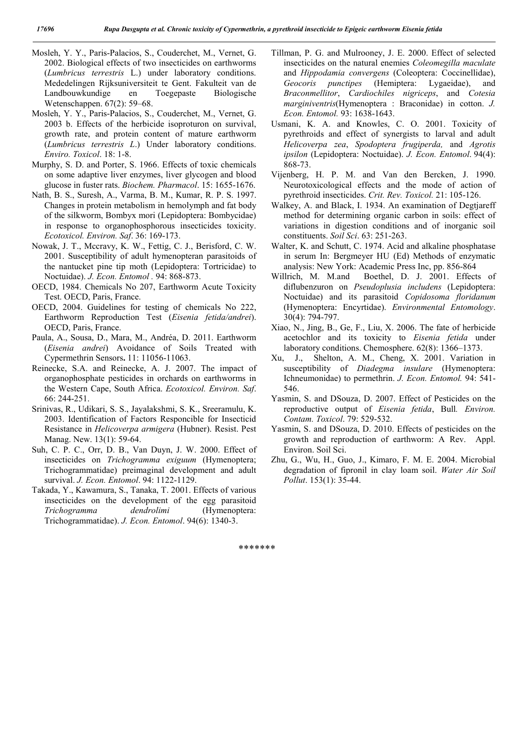Mosleh, Y. Y., Paris-Palacios, S., Couderchet, M., Vernet, G. 2002. Biological effects of two insecticides on earthworms (*Lumbricus terrestris* L.) under laboratory conditions. Mededelingen Rijksuniversiteit te Gent. Fakulteit van de Landbouwkundige en Toegepaste Biologische Wetenschappen. 67(2): 59–68.

Mosleh, Y. Y., Paris-Palacios, S., Couderchet, M., Vernet, G. 2003 b. Effects of the herbicide isoproturon on survival, growth rate, and protein content of mature earthworm (*Lumbricus terrestris L*.) Under laboratory conditions. *Enviro. Toxicol*. 18: 1-8.

Murphy, S. D. and Porter, S. 1966. Effects of toxic chemicals on some adaptive liver enzymes, liver glycogen and blood glucose in fuster rats. *Biochem. Pharmacol*. 15: 1655-1676.

Nath, B. S., Suresh, A., Varma, B. M., Kumar, R. P. S. 1997. Changes in protein metabolism in hemolymph and fat body of the silkworm, Bombyx mori (Lepidoptera: Bombycidae) in response to organophosphorous insecticides toxicity. *Ecotoxicol. Environ. Saf*. 36: 169-173.

Nowak, J. T., Mccravy, K. W., Fettig, C. J., Berisford, C. W. 2001. Susceptibility of adult hymenopteran parasitoids of the nantucket pine tip moth (Lepidoptera: Tortricidae) to Noctuidae). *J. Econ. Entomol* . 94: 868-873.

OECD, 1984. Chemicals No 207, Earthworm Acute Toxicity Test. OECD, Paris, France.

OECD, 2004. Guidelines for testing of chemicals No 222, Earthworm Reproduction Test (*Eisenia fetida/andrei*). OECD, Paris, France.

Paula, A., Sousa, D., Mara, M., Andréa, D. 2011. Earthworm (*Eisenia andrei*) Avoidance of Soils Treated with Cypermethrin Sensors**.** 11: 11056-11063.

Reinecke, S.A. and Reinecke, A. J. 2007. The impact of organophosphate pesticides in orchards on earthworms in the Western Cape, South Africa. *Ecotoxicol. Environ. Saf*. 66: 244-251.

Srinivas, R., Udikari, S. S., Jayalakshmi, S. K., Sreeramulu, K. 2003. Identification of Factors Responcible for Insecticid Resistance in *Helicoverpa armigera* (Hubner). Resist. Pest Manag. New. 13(1): 59-64.

Suh, C. P. C., Orr, D. B., Van Duyn, J. W. 2000. Effect of insecticides on *Trichogramma exiguum* (Hymenoptera; Trichogrammatidae) preimaginal development and adult survival. *J. Econ. Entomol*. 94: 1122-1129.

Takada, Y., Kawamura, S., Tanaka, T. 2001. Effects of various insecticides on the development of the egg parasitoid *Trichogramma dendrolimi* (Hymenoptera: Trichogrammatidae). *J. Econ. Entomol*. 94(6): 1340-3.

Tillman, P. G. and Mulrooney, J. E. 2000. Effect of selected insecticides on the natural enemies *Coleomegilla maculate* and *Hippodamia convergens* (Coleoptera: Coccinellidae), *Geocoris punctipes* (Hemiptera: Lygaeidae), and *Braconmellitor*, *Cardiochiles nigriceps*, and *Cotesia marginiventris*(Hymenoptera : Braconidae) in cotton. *J. Econ. Entomol.* 93: 1638-1643.

Usmani, K. A. and Knowles, C. O. 2001. Toxicity of pyrethroids and effect of synergists to larval and adult *Helicoverpa zea*, *Spodoptera frugiperda,* and *Agrotis ipsilon* (Lepidoptera: Noctuidae). *J. Econ. Entomol*. 94(4): 868-73.

Vijenberg, H. P. M. and Van den Bercken, J. 1990. Neurotoxicological effects and the mode of action of pyrethroid insecticides. *Crit. Rev. Toxicol.* 21: 105-126.

Walkey, A. and Black, I. 1934. An examination of Degtjareff method for determining organic carbon in soils: effect of variations in digestion conditions and of inorganic soil constituents. *Soil Sci*. 63: 251-263.

Walter, K. and Schutt, C. 1974. Acid and alkaline phosphatase in serum In: Bergmeyer HU (Ed) Methods of enzymatic analysis: New York: Academic Press Inc, pp. 856-864

Willrich, M. M.and Boethel, D. J. 2001. Effects of diflubenzuron on *Pseudoplusia includens* (Lepidoptera: Noctuidae) and its parasitoid *Copidosoma floridanum* (Hymenoptera: Encyrtidae). *Environmental Entomology*. 30(4): 794-797.

Xiao, N., Jing, B., Ge, F., Liu, X. 2006. The fate of herbicide acetochlor and its toxicity to *Eisenia fetida* under laboratory conditions. Chemosphere. 62(8): 1366–1373.

Xu, J., Shelton, A. M., Cheng, X. 2001. Variation in susceptibility of *Diadegma insulare* (Hymenoptera: Ichneumonidae) to permethrin. *J. Econ. Entomol.* 94: 541-546.

Yasmin, S. and DSouza, D. 2007. Effect of Pesticides on the reproductive output of *Eisenia fetida*, Bull*. Environ. Contam. Toxicol*. 79: 529-532.

Yasmin, S. and DSouza, D. 2010. Effects of pesticides on the growth and reproduction of earthworm: A Rev. Appl. Environ. Soil Sci.

Zhu, G., Wu, H., Guo, J., Kimaro, F. M. E. 2004. Microbial degradation of fipronil in clay loam soil. *Water Air Soil Pollut*. 153(1): 35-44.

\*\*\*\*\*\*\*